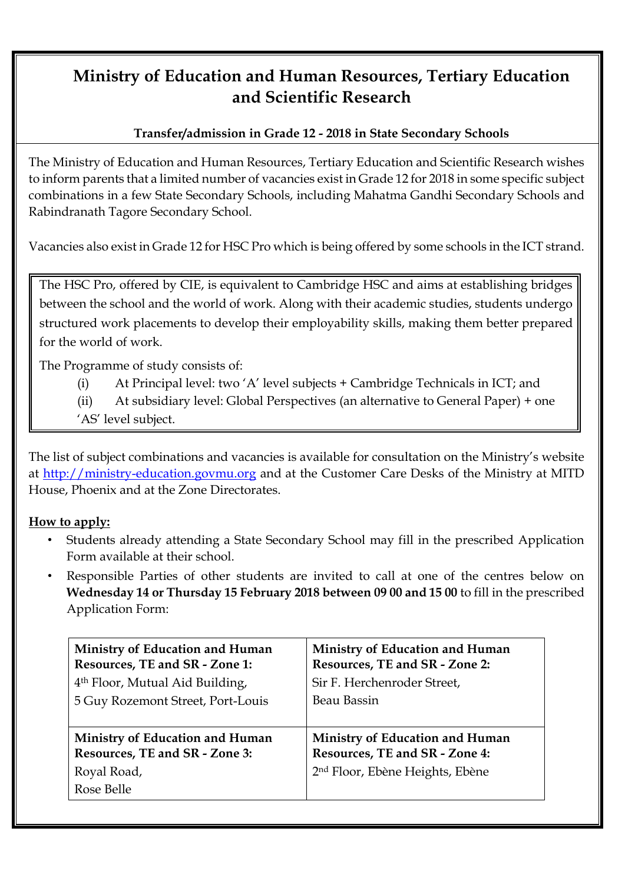# Ministry of Education and Human Resources, Tertiary Education and Scientific Research

### Transfer/admission in Grade 12 - 2018 in State Secondary Schools

The Ministry of Education and Human Resources, Tertiary Education and Scientific Research wishes to inform parents that a limited number of vacancies exist in Grade 12 for 2018 in some specific subject combinations in a few State Secondary Schools, including Mahatma Gandhi Secondary Schools and Rabindranath Tagore Secondary School.

Vacancies also exist in Grade 12 for HSC Pro which is being offered by some schools in the ICT strand.

> The HSC Pro, offered by CIE, is equivalent to Cambridge HSC and aims at establishing bridges between the school and the world of work. Along with their academic studies, students undergo structured work placements to develop their employability skills, making them better prepared for the world of work.
>
> The Programme of study consists of:
>
> (i) At Principal level: two 'A' level subjects + Cambridge Technicals in ICT; and
>
> (ii) At subsidiary level: Global Perspectives (an alternative to General Paper) + one 'AS' level subject.

The list of subject combinations and vacancies is available for consultation on the Ministry's website at http://ministry-education.govmu.org and at the Customer Care Desks of the Ministry at MITD House, Phoenix and at the Zone Directorates.

**How to apply:**

- Students already attending a State Secondary School may fill in the prescribed Application Form available at their school.
- Responsible Parties of other students are invited to call at one of the centres below on **Wednesday 14 or Thursday 15 February 2018 between 09 00 and 15 00** to fill in the prescribed Application Form:

| | |
|---|---|
| **Ministry of Education and Human Resources, TE and SR - Zone 1:** 4th Floor, Mutual Aid Building, 5 Guy Rozemont Street, Port-Louis | **Ministry of Education and Human Resources, TE and SR - Zone 2:** Sir F. Herchenroder Street, Beau Bassin |
| **Ministry of Education and Human Resources, TE and SR - Zone 3:** Royal Road, Rose Belle | **Ministry of Education and Human Resources, TE and SR - Zone 4:** 2nd Floor, Ebène Heights, Ebène |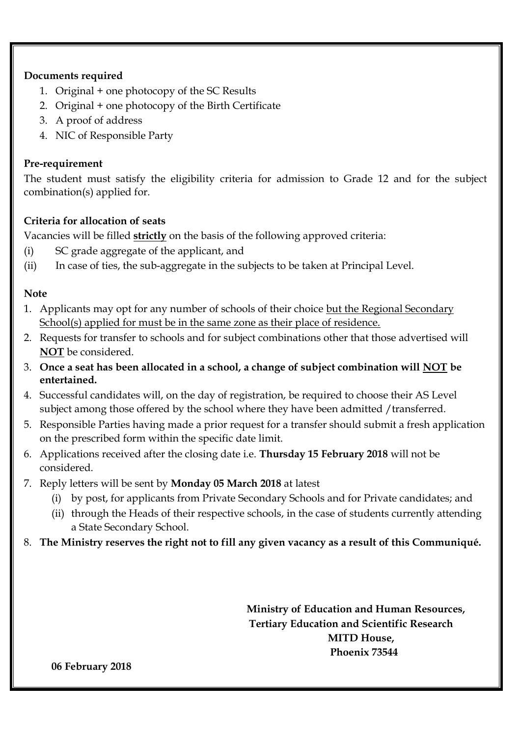**Documents required**

1. Original + one photocopy of the SC Results
2. Original + one photocopy of the Birth Certificate
3. A proof of address
4. NIC of Responsible Party

**Pre-requirement**

The student must satisfy the eligibility criteria for admission to Grade 12 and for the subject combination(s) applied for.

**Criteria for allocation of seats**

Vacancies will be filled **strictly** on the basis of the following approved criteria:

(i) SC grade aggregate of the applicant, and

(ii) In case of ties, the sub-aggregate in the subjects to be taken at Principal Level.

**Note**

1. Applicants may opt for any number of schools of their choice but the Regional Secondary School(s) applied for must be in the same zone as their place of residence.
2. Requests for transfer to schools and for subject combinations other that those advertised will **NOT** be considered.
3. **Once a seat has been allocated in a school, a change of subject combination will NOT be entertained.**
4. Successful candidates will, on the day of registration, be required to choose their AS Level subject among those offered by the school where they have been admitted /transferred.
5. Responsible Parties having made a prior request for a transfer should submit a fresh application on the prescribed form within the specific date limit.
6. Applications received after the closing date i.e. **Thursday 15 February 2018** will not be considered.
7. Reply letters will be sent by **Monday 05 March 2018** at latest
   (i) by post, for applicants from Private Secondary Schools and for Private candidates; and
   (ii) through the Heads of their respective schools, in the case of students currently attending a State Secondary School.
8. **The Ministry reserves the right not to fill any given vacancy as a result of this Communiqué.**

**Ministry of Education and Human Resources,**
**Tertiary Education and Scientific Research**
**MITD House,**
**Phoenix 73544**

**06 February 2018**